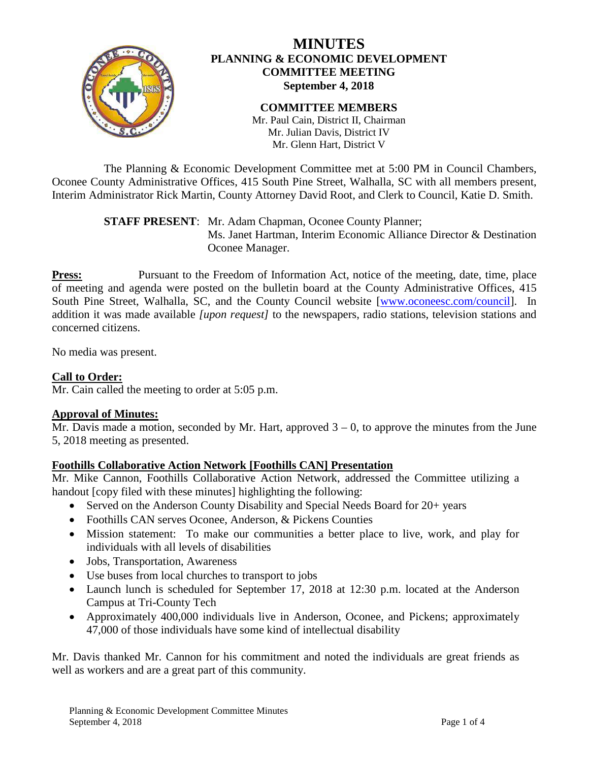# MINUTES
## PLANNING & ECONOMIC DEVELOPMENT COMMITTEE MEETING
### September 4, 2018

**COMMITTEE MEMBERS**

Mr. Paul Cain, District II, Chairman
Mr. Julian Davis, District IV
Mr. Glenn Hart, District V

The Planning & Economic Development Committee met at 5:00 PM in Council Chambers, Oconee County Administrative Offices, 415 South Pine Street, Walhalla, SC with all members present, Interim Administrator Rick Martin, County Attorney David Root, and Clerk to Council, Katie D. Smith.

**STAFF PRESENT**: Mr. Adam Chapman, Oconee County Planner;
Ms. Janet Hartman, Interim Economic Alliance Director & Destination Oconee Manager.

**Press:** Pursuant to the Freedom of Information Act, notice of the meeting, date, time, place of meeting and agenda were posted on the bulletin board at the County Administrative Offices, 415 South Pine Street, Walhalla, SC, and the County Council website [www.oconeesc.com/council]. In addition it was made available *[upon request]* to the newspapers, radio stations, television stations and concerned citizens.

No media was present.

**Call to Order:**
Mr. Cain called the meeting to order at 5:05 p.m.

**Approval of Minutes:**
Mr. Davis made a motion, seconded by Mr. Hart, approved 3 – 0, to approve the minutes from the June 5, 2018 meeting as presented.

**Foothills Collaborative Action Network [Foothills CAN] Presentation**
Mr. Mike Cannon, Foothills Collaborative Action Network, addressed the Committee utilizing a handout [copy filed with these minutes] highlighting the following:

- Served on the Anderson County Disability and Special Needs Board for 20+ years
- Foothills CAN serves Oconee, Anderson, & Pickens Counties
- Mission statement: To make our communities a better place to live, work, and play for individuals with all levels of disabilities
- Jobs, Transportation, Awareness
- Use buses from local churches to transport to jobs
- Launch lunch is scheduled for September 17, 2018 at 12:30 p.m. located at the Anderson Campus at Tri-County Tech
- Approximately 400,000 individuals live in Anderson, Oconee, and Pickens; approximately 47,000 of those individuals have some kind of intellectual disability

Mr. Davis thanked Mr. Cannon for his commitment and noted the individuals are great friends as well as workers and are a great part of this community.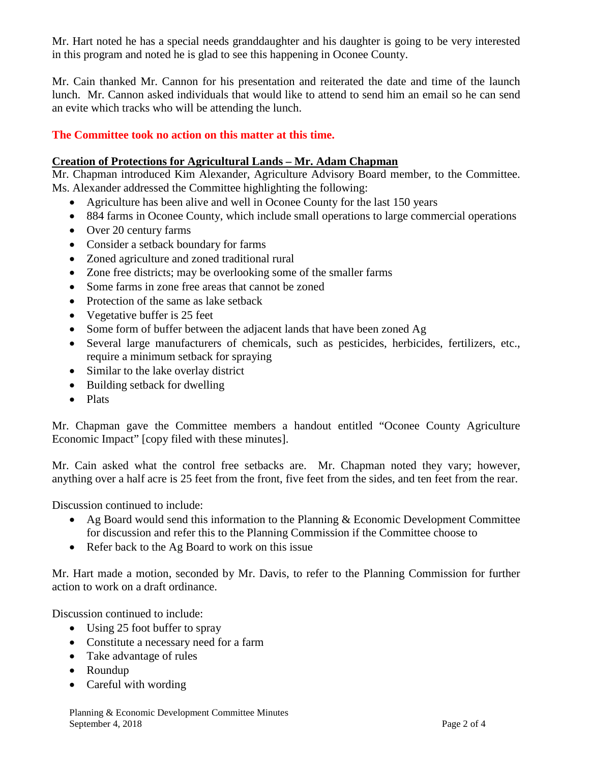Mr. Hart noted he has a special needs granddaughter and his daughter is going to be very interested in this program and noted he is glad to see this happening in Oconee County.

Mr. Cain thanked Mr. Cannon for his presentation and reiterated the date and time of the launch lunch. Mr. Cannon asked individuals that would like to attend to send him an email so he can send an evite which tracks who will be attending the lunch.

**The Committee took no action on this matter at this time.**

**Creation of Protections for Agricultural Lands – Mr. Adam Chapman**

Mr. Chapman introduced Kim Alexander, Agriculture Advisory Board member, to the Committee. Ms. Alexander addressed the Committee highlighting the following:

- Agriculture has been alive and well in Oconee County for the last 150 years
- 884 farms in Oconee County, which include small operations to large commercial operations
- Over 20 century farms
- Consider a setback boundary for farms
- Zoned agriculture and zoned traditional rural
- Zone free districts; may be overlooking some of the smaller farms
- Some farms in zone free areas that cannot be zoned
- Protection of the same as lake setback
- Vegetative buffer is 25 feet
- Some form of buffer between the adjacent lands that have been zoned Ag
- Several large manufacturers of chemicals, such as pesticides, herbicides, fertilizers, etc., require a minimum setback for spraying
- Similar to the lake overlay district
- Building setback for dwelling
- Plats

Mr. Chapman gave the Committee members a handout entitled "Oconee County Agriculture Economic Impact" [copy filed with these minutes].

Mr. Cain asked what the control free setbacks are. Mr. Chapman noted they vary; however, anything over a half acre is 25 feet from the front, five feet from the sides, and ten feet from the rear.

Discussion continued to include:

- Ag Board would send this information to the Planning & Economic Development Committee for discussion and refer this to the Planning Commission if the Committee choose to
- Refer back to the Ag Board to work on this issue

Mr. Hart made a motion, seconded by Mr. Davis, to refer to the Planning Commission for further action to work on a draft ordinance.

Discussion continued to include:

- Using 25 foot buffer to spray
- Constitute a necessary need for a farm
- Take advantage of rules
- Roundup
- Careful with wording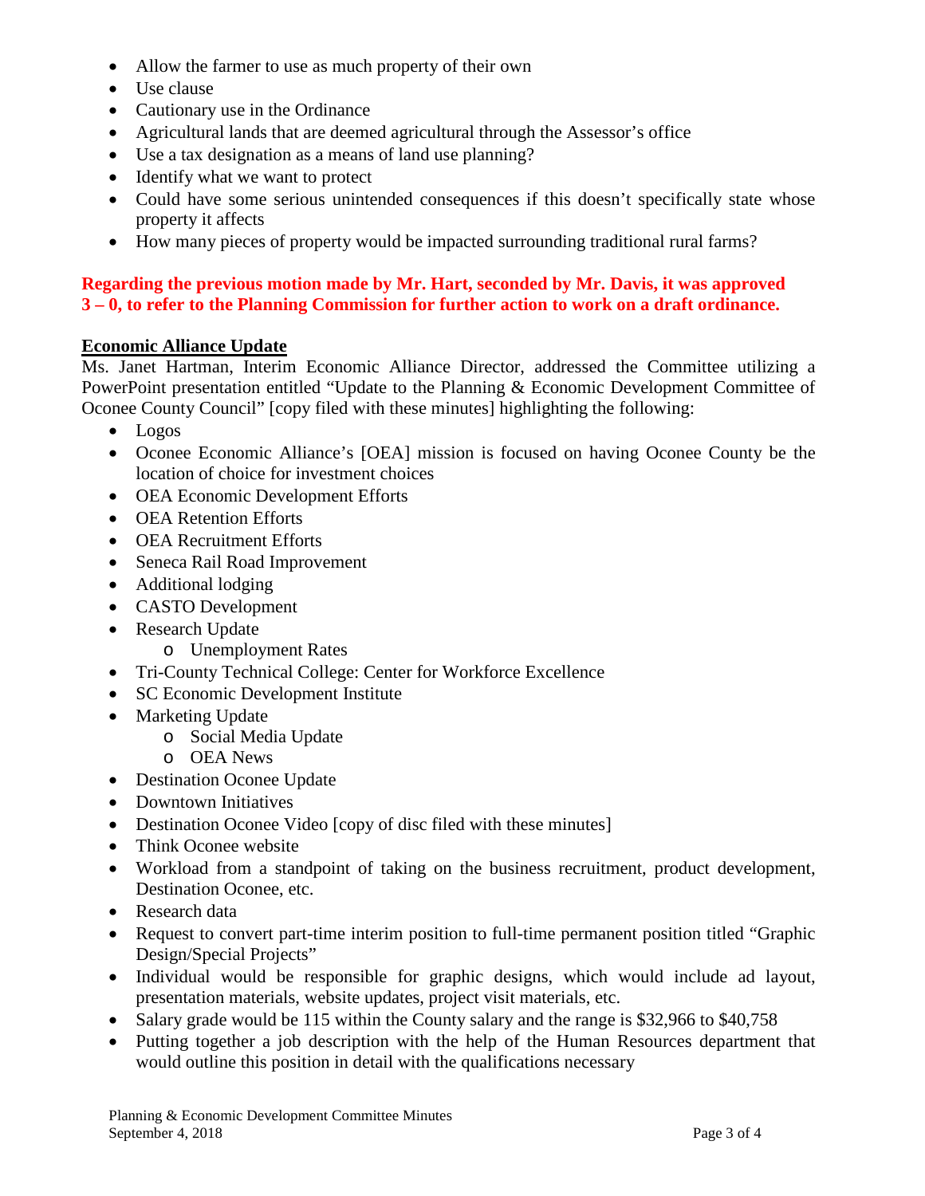- Allow the farmer to use as much property of their own
- Use clause
- Cautionary use in the Ordinance
- Agricultural lands that are deemed agricultural through the Assessor's office
- Use a tax designation as a means of land use planning?
- Identify what we want to protect
- Could have some serious unintended consequences if this doesn't specifically state whose property it affects
- How many pieces of property would be impacted surrounding traditional rural farms?

**Regarding the previous motion made by Mr. Hart, seconded by Mr. Davis, it was approved 3 – 0, to refer to the Planning Commission for further action to work on a draft ordinance.**

**<u>Economic Alliance Update</u>**

Ms. Janet Hartman, Interim Economic Alliance Director, addressed the Committee utilizing a PowerPoint presentation entitled "Update to the Planning & Economic Development Committee of Oconee County Council" [copy filed with these minutes] highlighting the following:

- Logos
- Oconee Economic Alliance's [OEA] mission is focused on having Oconee County be the location of choice for investment choices
- OEA Economic Development Efforts
- OEA Retention Efforts
- OEA Recruitment Efforts
- Seneca Rail Road Improvement
- Additional lodging
- CASTO Development
- Research Update
  - Unemployment Rates
- Tri-County Technical College: Center for Workforce Excellence
- SC Economic Development Institute
- Marketing Update
  - Social Media Update
  - OEA News
- Destination Oconee Update
- Downtown Initiatives
- Destination Oconee Video [copy of disc filed with these minutes]
- Think Oconee website
- Workload from a standpoint of taking on the business recruitment, product development, Destination Oconee, etc.
- Research data
- Request to convert part-time interim position to full-time permanent position titled "Graphic Design/Special Projects"
- Individual would be responsible for graphic designs, which would include ad layout, presentation materials, website updates, project visit materials, etc.
- Salary grade would be 115 within the County salary and the range is $32,966 to $40,758
- Putting together a job description with the help of the Human Resources department that would outline this position in detail with the qualifications necessary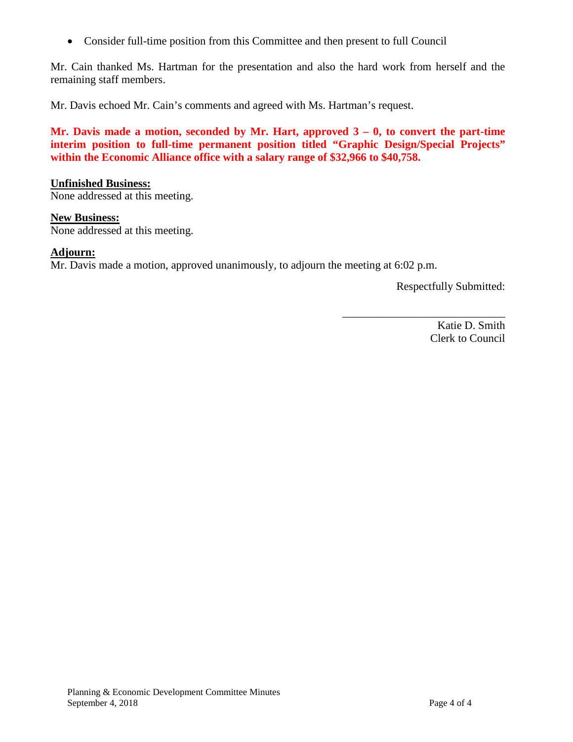- Consider full-time position from this Committee and then present to full Council

Mr. Cain thanked Ms. Hartman for the presentation and also the hard work from herself and the remaining staff members.

Mr. Davis echoed Mr. Cain's comments and agreed with Ms. Hartman's request.

**Mr. Davis made a motion, seconded by Mr. Hart, approved 3 – 0, to convert the part-time interim position to full-time permanent position titled "Graphic Design/Special Projects" within the Economic Alliance office with a salary range of $32,966 to $40,758.**

**Unfinished Business:**
None addressed at this meeting.

**New Business:**
None addressed at this meeting.

**Adjourn:**
Mr. Davis made a motion, approved unanimously, to adjourn the meeting at 6:02 p.m.

Respectfully Submitted:

_____________________________

Katie D. Smith
Clerk to Council